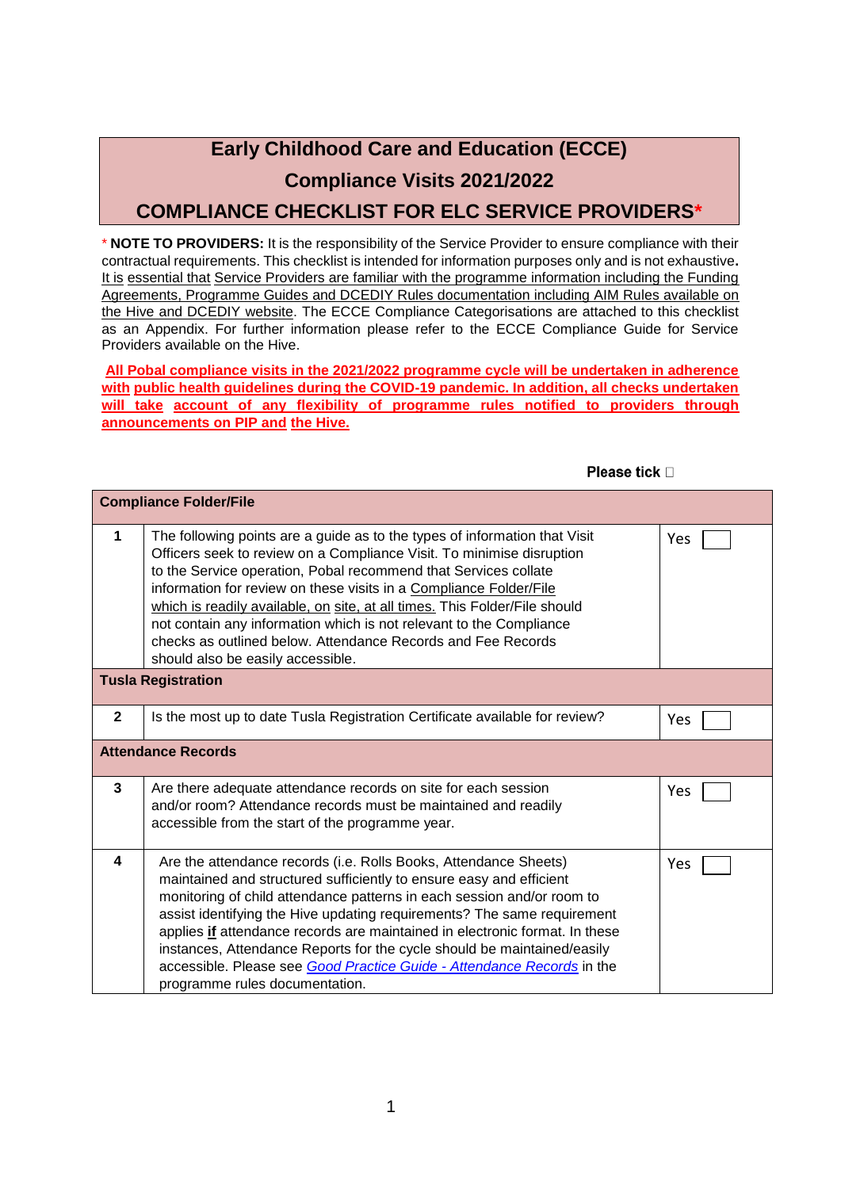# Early Childhood Care and Education (ECCE)

## Compliance Visits 2021/2022

## COMPLIANCE CHECKLIST FOR ELC SERVICE PROVIDERS*

* **NOTE TO PROVIDERS:** It is the responsibility of the Service Provider to ensure compliance with their contractual requirements. This checklist is intended for information purposes only and is not exhaustive**.** It is essential that Service Providers are familiar with the programme information including the Funding Agreements, Programme Guides and DCEDIY Rules documentation including AIM Rules available on the Hive and DCEDIY website. The ECCE Compliance Categorisations are attached to this checklist as an Appendix. For further information please refer to the ECCE Compliance Guide for Service Providers available on the Hive.

**All Pobal compliance visits in the 2021/2022 programme cycle will be undertaken in adherence with public health guidelines during the COVID-19 pandemic. In addition, all checks undertaken will take account of any flexibility of programme rules notified to providers through announcements on PIP and the Hive.**

**Please tick** ☐

| | | |
|---|---|---|
| **Compliance Folder/File** | | |
| 1 | The following points are a guide as to the types of information that Visit Officers seek to review on a Compliance Visit. To minimise disruption to the Service operation, Pobal recommend that Services collate information for review on these visits in a Compliance Folder/File which is readily available, on site, at all times. This Folder/File should not contain any information which is not relevant to the Compliance checks as outlined below. Attendance Records and Fee Records should also be easily accessible. | Yes ☐ |
| **Tusla Registration** | | |
| 2 | Is the most up to date Tusla Registration Certificate available for review? | Yes ☐ |
| **Attendance Records** | | |
| 3 | Are there adequate attendance records on site for each session and/or room? Attendance records must be maintained and readily accessible from the start of the programme year. | Yes ☐ |
| 4 | Are the attendance records (i.e. Rolls Books, Attendance Sheets) maintained and structured sufficiently to ensure easy and efficient monitoring of child attendance patterns in each session and/or room to assist identifying the Hive updating requirements? The same requirement applies **if** attendance records are maintained in electronic format. In these instances, Attendance Reports for the cycle should be maintained/easily accessible. Please see *Good Practice Guide - Attendance Records* in the programme rules documentation. | Yes ☐ |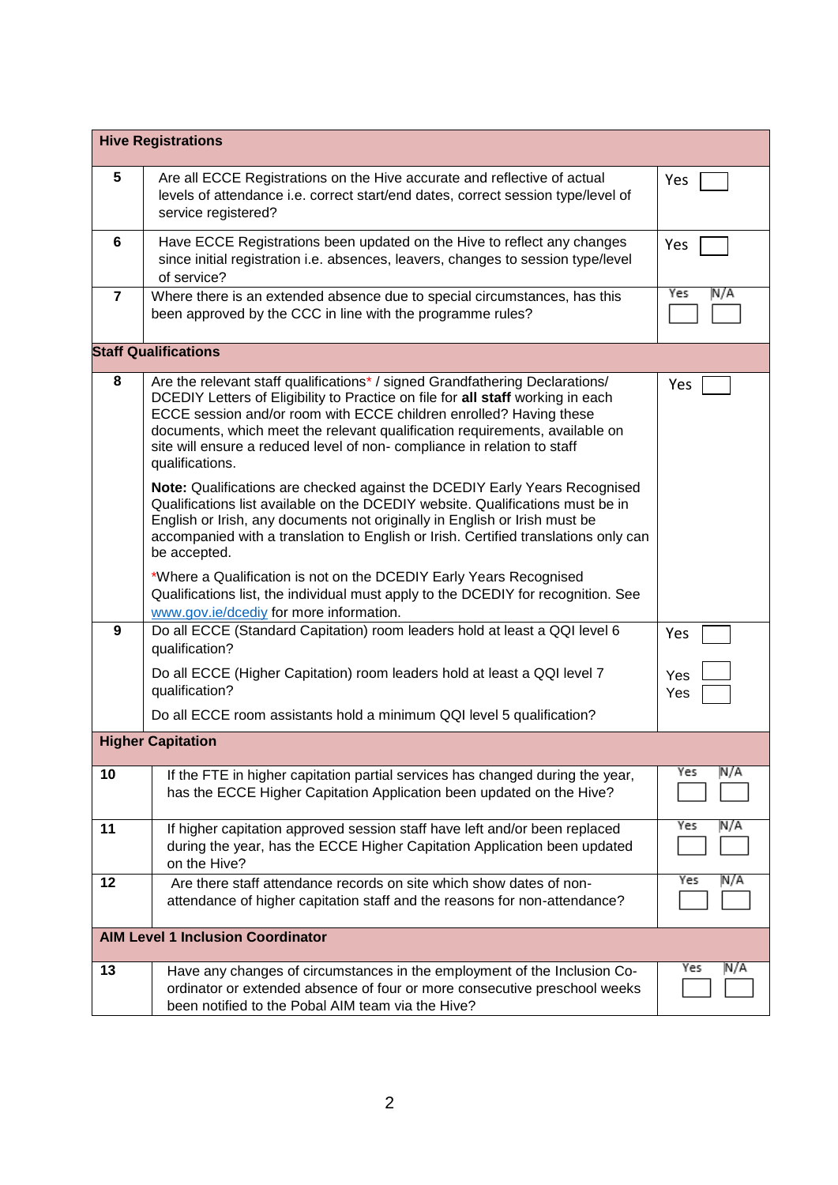| Hive Registrations | | |
|---|---|---|
| 5 | Are all ECCE Registrations on the Hive accurate and reflective of actual levels of attendance i.e. correct start/end dates, correct session type/level of service registered? | Yes ☐ |
| 6 | Have ECCE Registrations been updated on the Hive to reflect any changes since initial registration i.e. absences, leavers, changes to session type/level of service? | Yes ☐ |
| 7 | Where there is an extended absence due to special circumstances, has this been approved by the CCC in line with the programme rules? | Yes ☐ N/A ☐ |
| **Staff Qualifications** | | |
| 8 | Are the relevant staff qualifications* / signed Grandfathering Declarations/ DCEDIY Letters of Eligibility to Practice on file for **all staff** working in each ECCE session and/or room with ECCE children enrolled? Having these documents, which meet the relevant qualification requirements, available on site will ensure a reduced level of non- compliance in relation to staff qualifications.<br><br>**Note:** Qualifications are checked against the DCEDIY Early Years Recognised Qualifications list available on the DCEDIY website. Qualifications must be in English or Irish, any documents not originally in English or Irish must be accompanied with a translation to English or Irish. Certified translations only can be accepted.<br><br>*Where a Qualification is not on the DCEDIY Early Years Recognised Qualifications list, the individual must apply to the DCEDIY for recognition. See www.gov.ie/dcediy for more information. | Yes ☐ |
| 9 | Do all ECCE (Standard Capitation) room leaders hold at least a QQI level 6 qualification?<br><br>Do all ECCE (Higher Capitation) room leaders hold at least a QQI level 7 qualification?<br><br>Do all ECCE room assistants hold a minimum QQI level 5 qualification? | Yes ☐<br><br>Yes ☐<br>Yes ☐ |
| **Higher Capitation** | | |
| 10 | If the FTE in higher capitation partial services has changed during the year, has the ECCE Higher Capitation Application been updated on the Hive? | Yes ☐ N/A ☐ |
| 11 | If higher capitation approved session staff have left and/or been replaced during the year, has the ECCE Higher Capitation Application been updated on the Hive? | Yes ☐ N/A ☐ |
| 12 | Are there staff attendance records on site which show dates of non-attendance of higher capitation staff and the reasons for non-attendance? | Yes ☐ N/A ☐ |
| **AIM Level 1 Inclusion Coordinator** | | |
| 13 | Have any changes of circumstances in the employment of the Inclusion Co-ordinator or extended absence of four or more consecutive preschool weeks been notified to the Pobal AIM team via the Hive? | Yes ☐ N/A ☐ |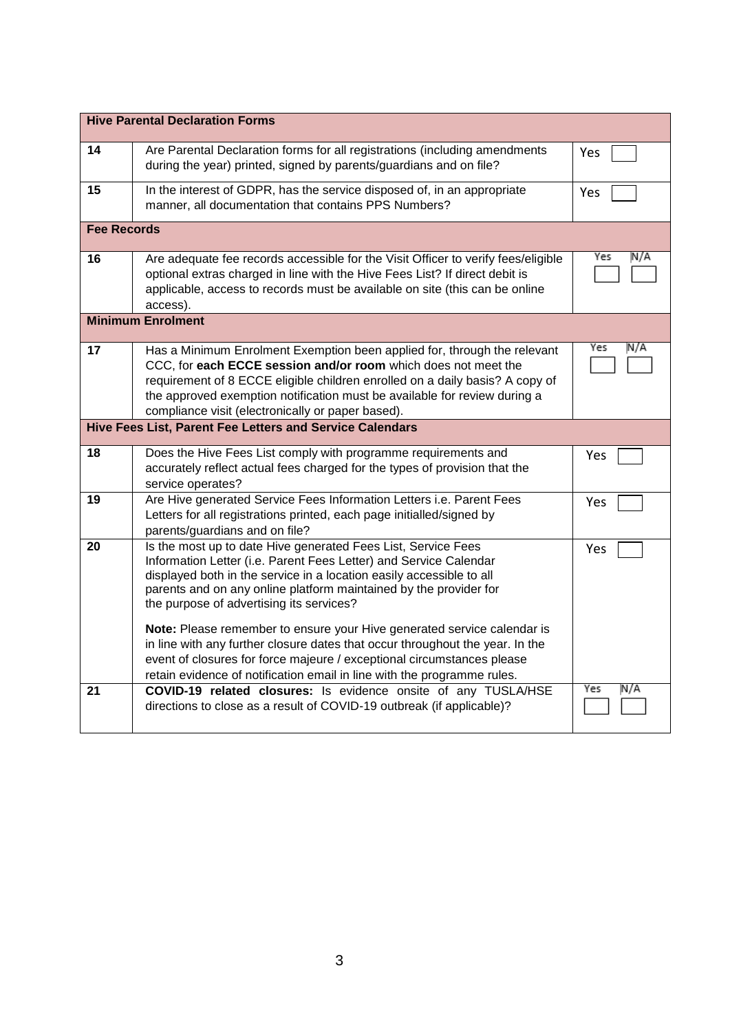| | | |
|---|---|---|
| **Hive Parental Declaration Forms** | | |
| 14 | Are Parental Declaration forms for all registrations (including amendments during the year) printed, signed by parents/guardians and on file? | Yes |
| 15 | In the interest of GDPR, has the service disposed of, in an appropriate manner, all documentation that contains PPS Numbers? | Yes |
| **Fee Records** | | |
| 16 | Are adequate fee records accessible for the Visit Officer to verify fees/eligible optional extras charged in line with the Hive Fees List? If direct debit is applicable, access to records must be available on site (this can be online access). | Yes N/A |
| **Minimum Enrolment** | | |
| 17 | Has a Minimum Enrolment Exemption been applied for, through the relevant CCC, for **each ECCE session and/or room** which does not meet the requirement of 8 ECCE eligible children enrolled on a daily basis? A copy of the approved exemption notification must be available for review during a compliance visit (electronically or paper based). | Yes N/A |
| **Hive Fees List, Parent Fee Letters and Service Calendars** | | |
| 18 | Does the Hive Fees List comply with programme requirements and accurately reflect actual fees charged for the types of provision that the service operates? | Yes |
| 19 | Are Hive generated Service Fees Information Letters i.e. Parent Fees Letters for all registrations printed, each page initialled/signed by parents/guardians and on file? | Yes |
| 20 | Is the most up to date Hive generated Fees List, Service Fees Information Letter (i.e. Parent Fees Letter) and Service Calendar displayed both in the service in a location easily accessible to all parents and on any online platform maintained by the provider for the purpose of advertising its services?<br><br>**Note:** Please remember to ensure your Hive generated service calendar is in line with any further closure dates that occur throughout the year. In the event of closures for force majeure / exceptional circumstances please retain evidence of notification email in line with the programme rules. | Yes |
| 21 | **COVID-19 related closures:** Is evidence onsite of any TUSLA/HSE directions to close as a result of COVID-19 outbreak (if applicable)? | Yes N/A |